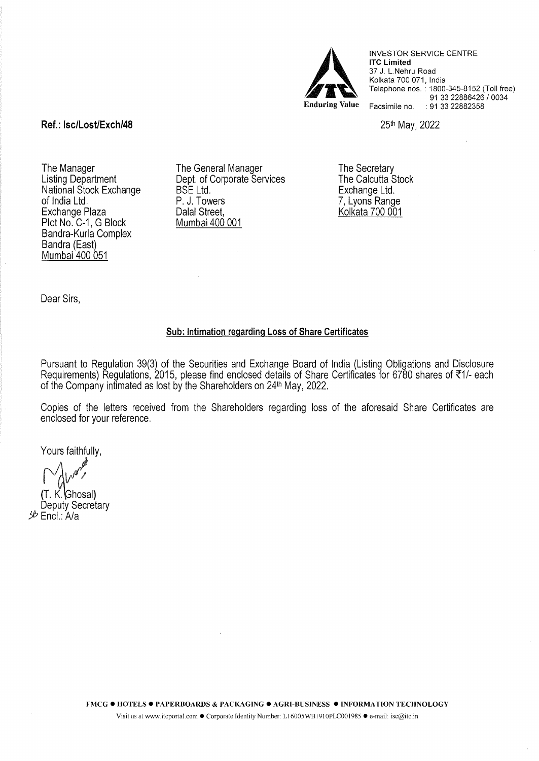INVESTOR SERVICE CENTRE
**ITC Limited**
37 J. L.Nehru Road
Kolkata 700 071, India
Telephone nos. : 1800-345-8152 (Toll free)
91 33 22886426 / 0034
Facsimile no. : 91 33 22882358

Enduring Value

**Ref.: Isc/Lost/Exch/48**

25th May, 2022

The Manager
Listing Department
National Stock Exchange of India Ltd.
Exchange Plaza
Plot No. C-1, G Block
Bandra-Kurla Complex
Bandra (East)
Mumbai 400 051

The General Manager
Dept. of Corporate Services
BSE Ltd.
P. J. Towers
Dalal Street,
Mumbai 400 001

The Secretary
The Calcutta Stock Exchange Ltd.
7, Lyons Range
Kolkata 700 001

Dear Sirs,

**Sub: Intimation regarding Loss of Share Certificates**

Pursuant to Regulation 39(3) of the Securities and Exchange Board of India (Listing Obligations and Disclosure Requirements) Regulations, 2015, please find enclosed details of Share Certificates for 6780 shares of ₹1/- each of the Company intimated as lost by the Shareholders on 24th May, 2022.

Copies of the letters received from the Shareholders regarding loss of the aforesaid Share Certificates are enclosed for your reference.

Yours faithfully,

(T. K. Ghosal)
Deputy Secretary
Encl.: A/a

FMCG ● HOTELS ● PAPERBOARDS & PACKAGING ● AGRI-BUSINESS ● INFORMATION TECHNOLOGY

Visit us at www.itcportal.com ● Corporate Identity Number: L16005WB1910PLC001985 ● e-mail: isc@itc.in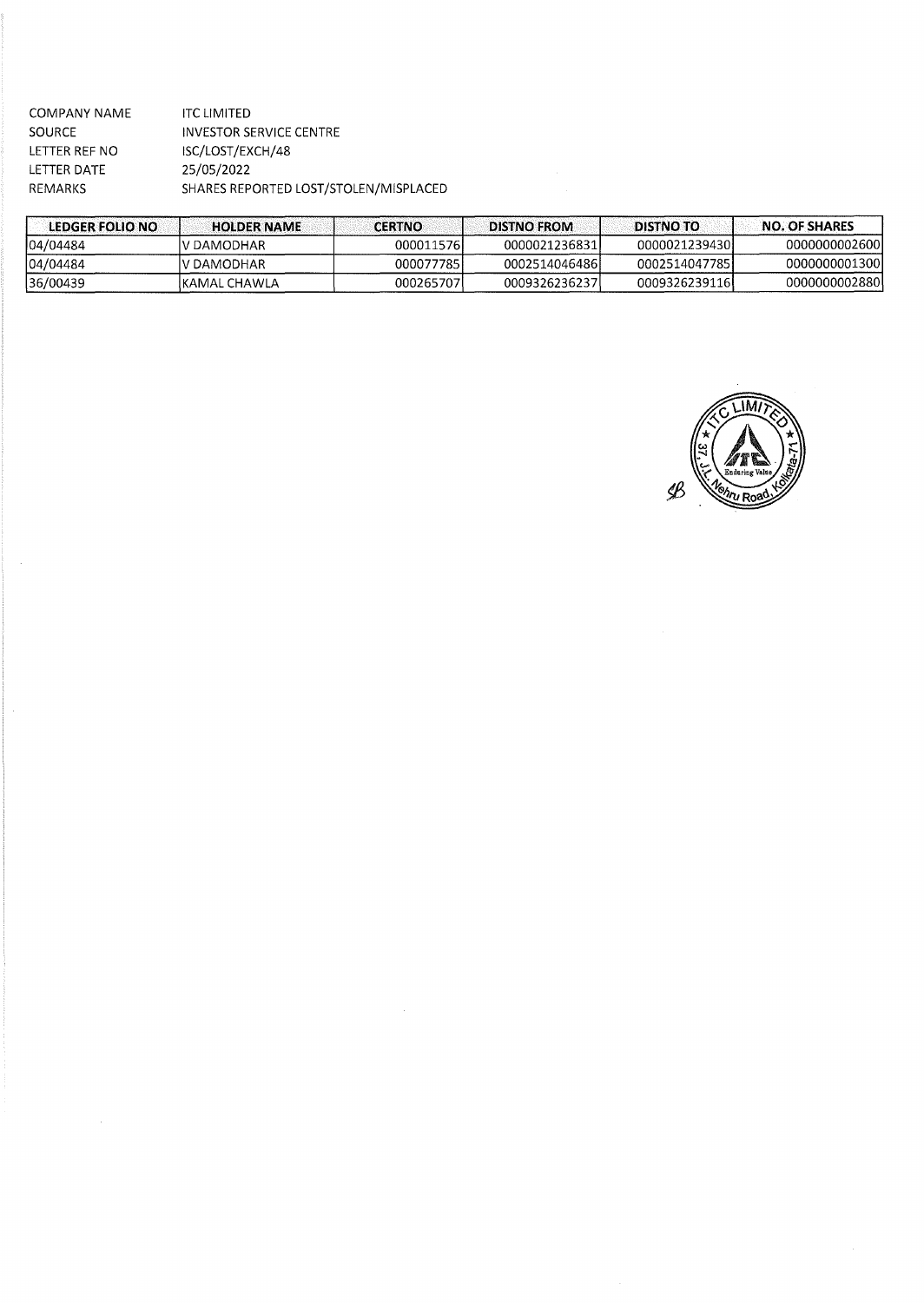| | |
|---|---|
| COMPANY NAME | ITC LIMITED |
| SOURCE | INVESTOR SERVICE CENTRE |
| LETTER REF NO | ISC/LOST/EXCH/48 |
| LETTER DATE | 25/05/2022 |
| REMARKS | SHARES REPORTED LOST/STOLEN/MISPLACED |

| LEDGER FOLIO NO | HOLDER NAME | CERTNO | DISTNO FROM | DISTNO TO | NO. OF SHARES |
|---|---|---|---|---|---|
| 04/04484 | V DAMODHAR | 000011576 | 0000021236831 | 0000021239430 | 0000000002600 |
| 04/04484 | V DAMODHAR | 000077785 | 0002514046486 | 0002514047785 | 0000000001300 |
| 36/00439 | KAMAL CHAWLA | 000265707 | 0009326236237 | 0009326239116 | 0000000002880 |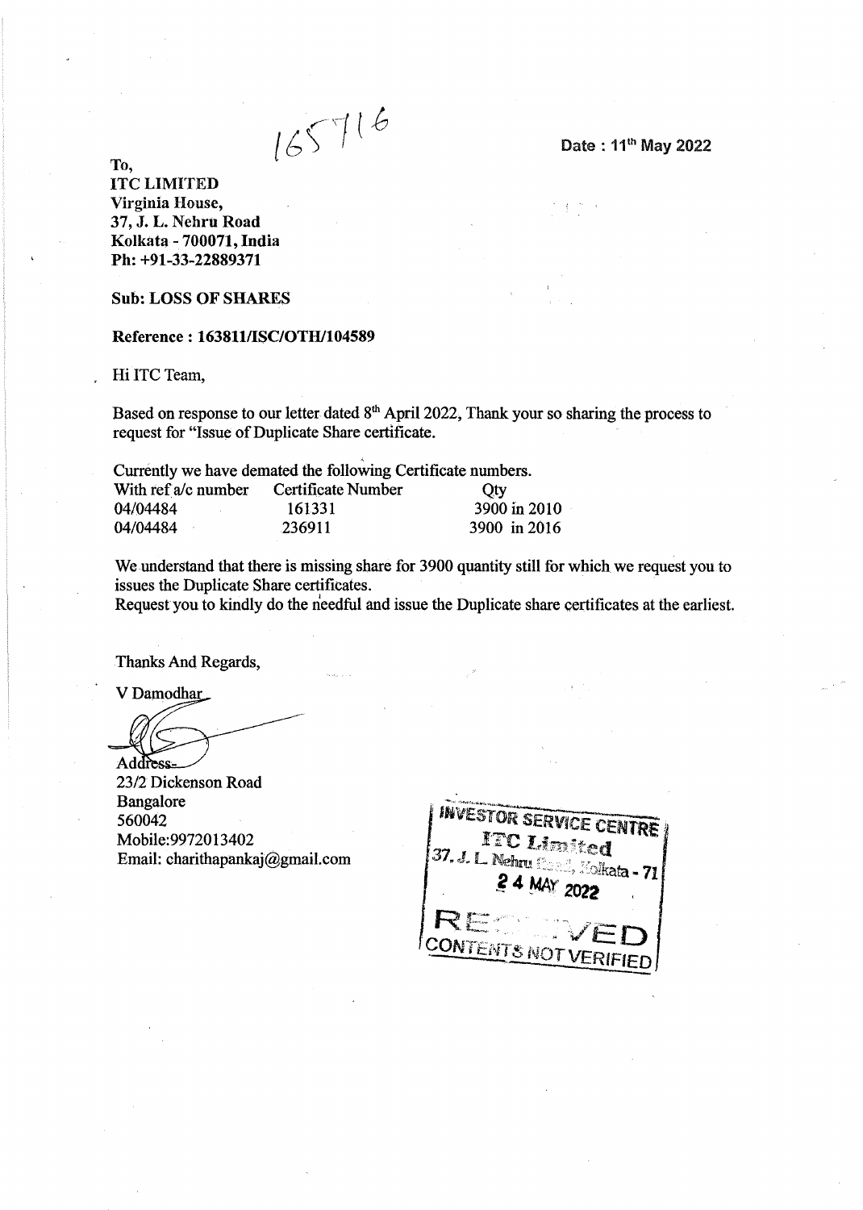165716

Date : 11[th] May 2022

To,
**ITC LIMITED**
**Virginia House,**
**37, J. L. Nehru Road**
**Kolkata - 700071, India**
**Ph: +91-33-22889371**

**Sub: LOSS OF SHARES**

**Reference : 163811/ISC/OTH/104589**

Hi ITC Team,

Based on response to our letter dated 8[th] April 2022, Thank your so sharing the process to request for "Issue of Duplicate Share certificate.

Currently we have demated the following Certificate numbers.

| With ref a/c number | Certificate Number | Qty |
| --- | --- | --- |
| 04/04484 | 161331 | 3900 in 2010 |
| 04/04484 | 236911 | 3900 in 2016 |

We understand that there is missing share for 3900 quantity still for which we request you to issues the Duplicate Share certificates.
Request you to kindly do the needful and issue the Duplicate share certificates at the earliest.

Thanks And Regards,

V Damodhar

Address-
23/2 Dickenson Road
Bangalore
560042
Mobile:9972013402
Email: charithapankaj@gmail.com

INVESTOR SERVICE CENTRE
ITC Limited
37, J. L. Nehru Road, Kolkata - 71
24 MAY 2022
RECEIVED
CONTENTS NOT VERIFIED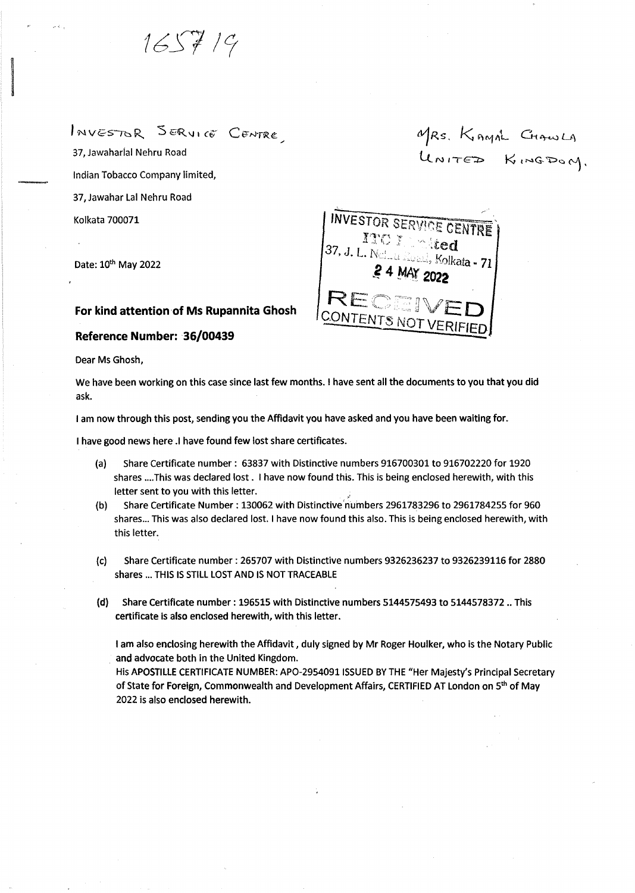16571 9

INVESTOR SERVICE CENTRE,

37, Jawaharlal Nehru Road

Indian Tobacco Company limited,

37, Jawahar Lal Nehru Road

Kolkata 700071

MRS. KAMAL CHAWLA
UNITED KINGDOM.

INVESTOR SERVICE CENTRE
ITC Limited
37, J. L. Nehru Road, Kolkata - 71
24 MAY 2022
RECEIVED
CONTENTS NOT VERIFIED

Date: 10th May 2022

**For kind attention of Ms Rupannita Ghosh**

**Reference Number: 36/00439**

Dear Ms Ghosh,

We have been working on this case since last few months. I have sent all the documents to you that you did ask.

I am now through this post, sending you the Affidavit you have asked and you have been waiting for.

I have good news here .I have found few lost share certificates.

(a) Share Certificate number : 63837 with Distinctive numbers 916700301 to 916702220 for 1920 shares ....This was declared lost . I have now found this. This is being enclosed herewith, with this letter sent to you with this letter.

(b) Share Certificate Number : 130062 with Distinctive numbers 2961783296 to 2961784255 for 960 shares... This was also declared lost. I have now found this also. This is being enclosed herewith, with this letter.

(c) Share Certificate number : 265707 with Distinctive numbers 9326236237 to 9326239116 for 2880 shares ... THIS IS STILL LOST AND IS NOT TRACEABLE

**(d) Share Certificate number : 196515 with Distinctive numbers 5144575493 to 5144578372 .. This certificate is also enclosed herewith, with this letter.**

**I am also enclosing herewith the Affidavit , duly signed by Mr Roger Houlker, who is the Notary Public and advocate both in the United Kingdom.**

His **APOSTILLE CERTIFICATE NUMBER: APO-2954091 ISSUED BY THE "Her Majesty's Principal Secretary of State for Foreign, Commonwealth and Development Affairs, CERTIFIED AT London on 5th of May 2022 is also enclosed herewith.**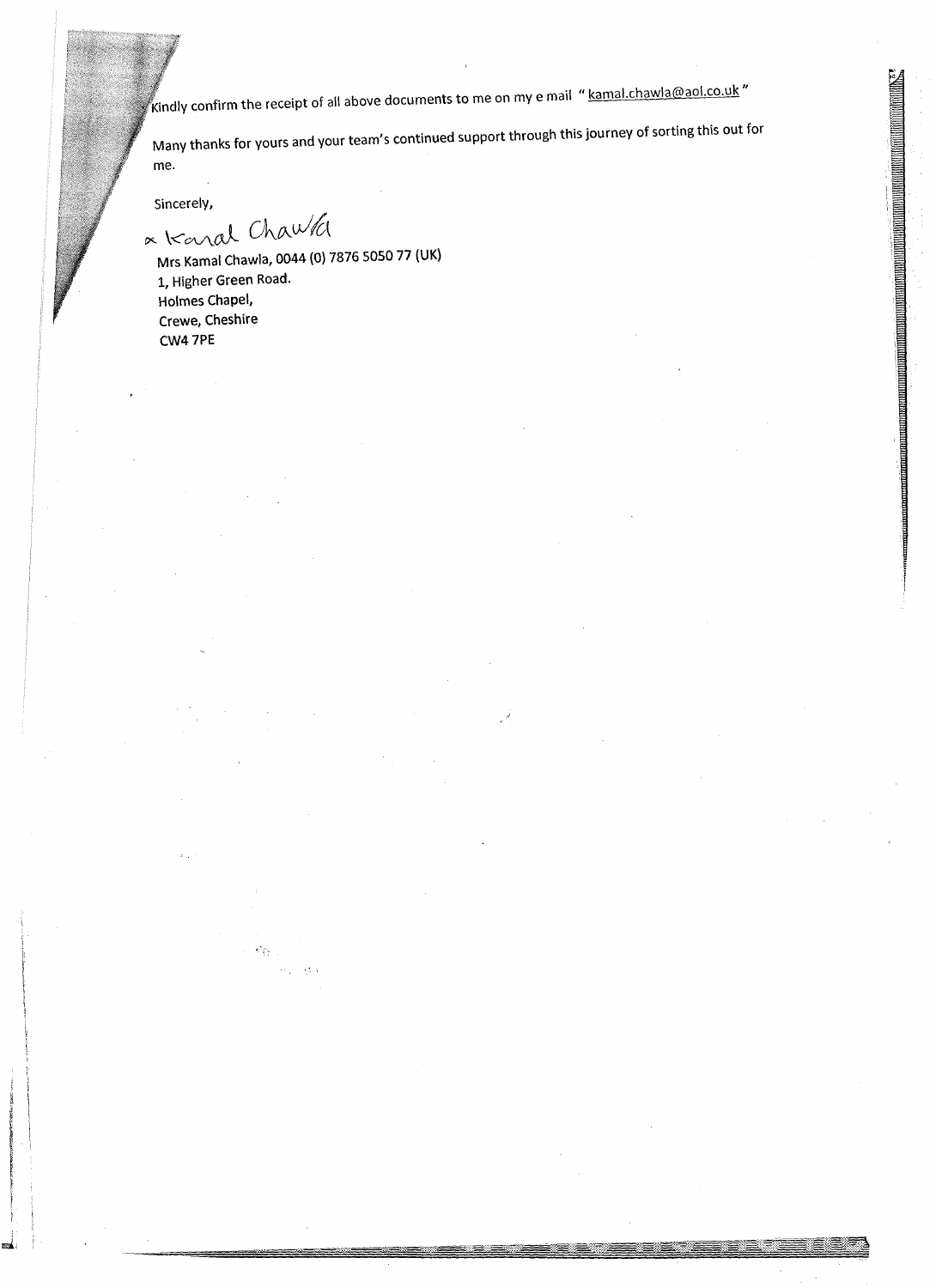Kindly confirm the receipt of all above documents to me on my e mail " kamal.chawla@aol.co.uk "

Many thanks for yours and your team's continued support through this journey of sorting this out for me.

Sincerely,

x Kamal Chawla

Mrs Kamal Chawla, 0044 (0) 7876 5050 77 (UK)
1, Higher Green Road.
Holmes Chapel,
Crewe, Cheshire
CW4 7PE